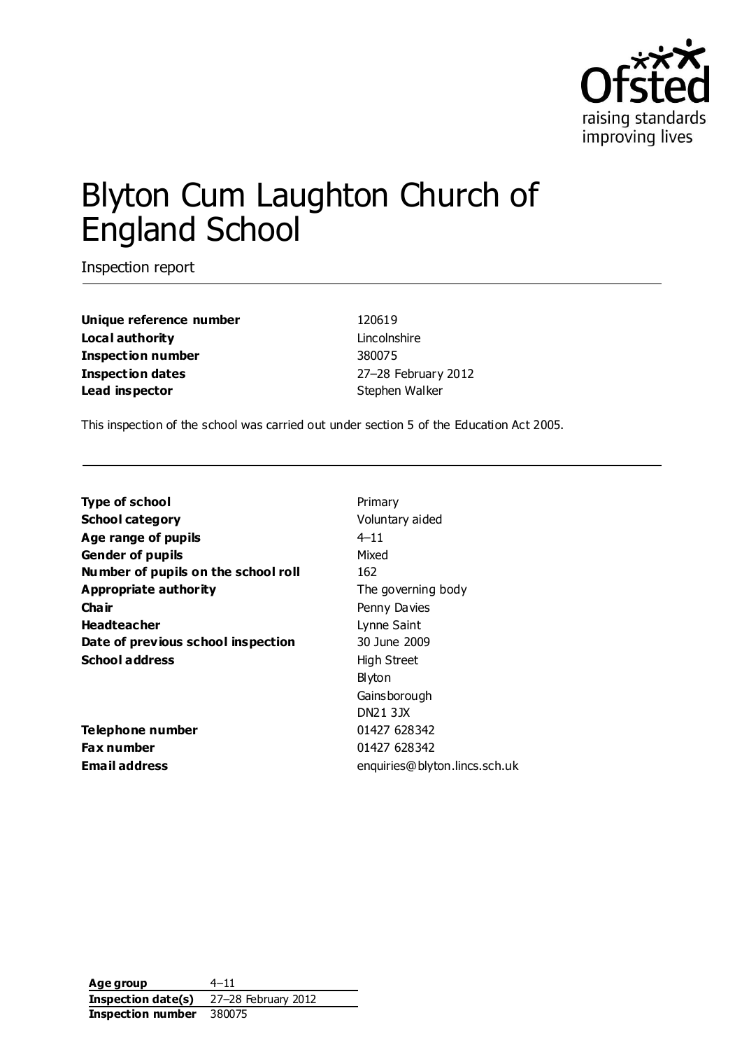# Blyton Cum Laughton Church of England School

Inspection report

| | |
|---|---|
| **Unique reference number** | 120619 |
| **Local authority** | Lincolnshire |
| **Inspection number** | 380075 |
| **Inspection dates** | 27–28 February 2012 |
| **Lead inspector** | Stephen Walker |

This inspection of the school was carried out under section 5 of the Education Act 2005.

| | |
|---|---|
| **Type of school** | Primary |
| **School category** | Voluntary aided |
| **Age range of pupils** | 4–11 |
| **Gender of pupils** | Mixed |
| **Number of pupils on the school roll** | 162 |
| **Appropriate authority** | The governing body |
| **Chair** | Penny Davies |
| **Headteacher** | Lynne Saint |
| **Date of previous school inspection** | 30 June 2009 |
| **School address** | High Street<br>Blyton<br>Gainsborough<br>DN21 3JX |
| **Telephone number** | 01427 628342 |
| **Fax number** | 01427 628342 |
| **Email address** | enquiries@blyton.lincs.sch.uk |

| | |
|---|---|
| **Age group** | 4–11 |
| **Inspection date(s)** | 27–28 February 2012 |
| **Inspection number** | 380075 |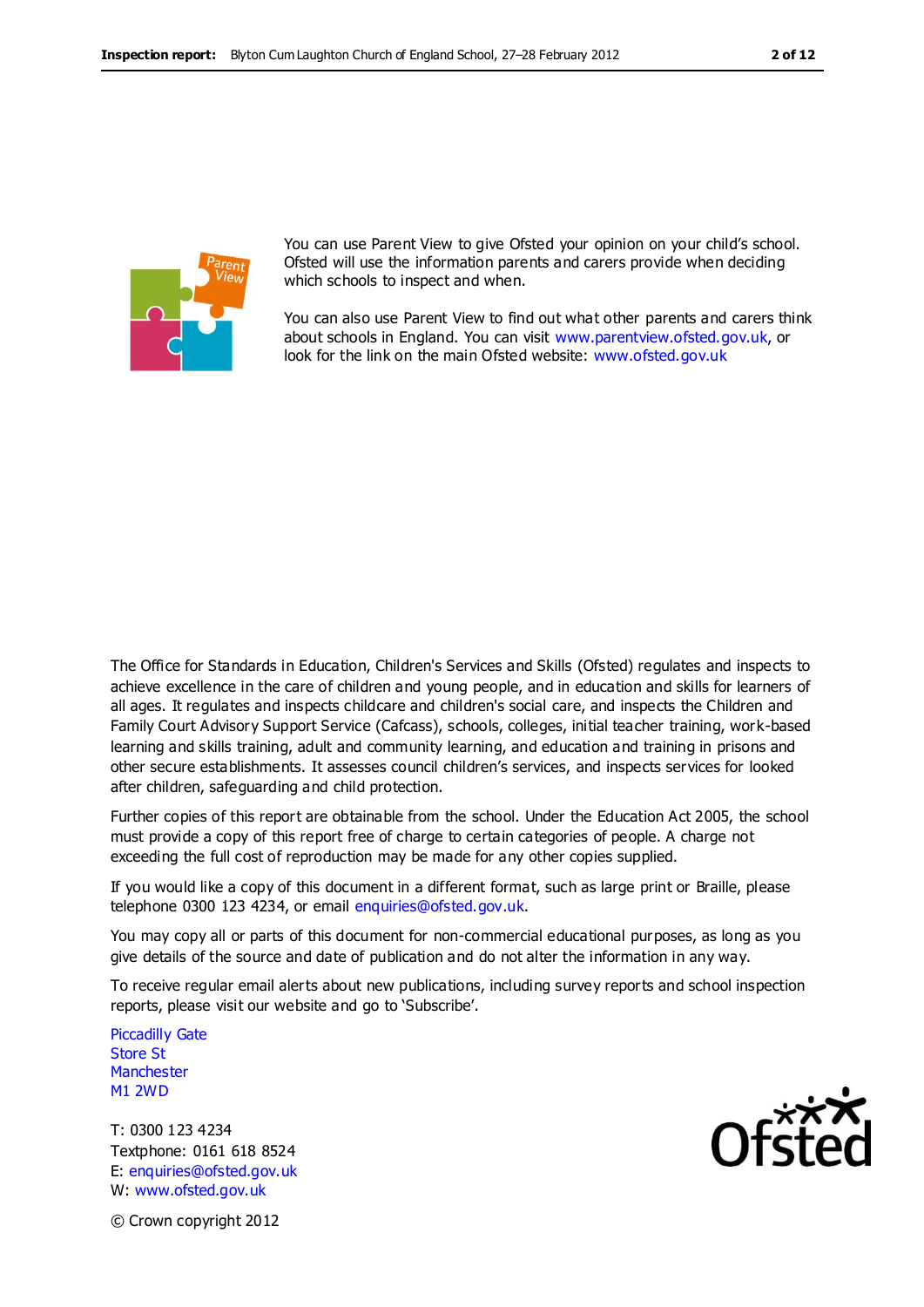You can use Parent View to give Ofsted your opinion on your child's school. Ofsted will use the information parents and carers provide when deciding which schools to inspect and when.

You can also use Parent View to find out what other parents and carers think about schools in England. You can visit www.parentview.ofsted.gov.uk, or look for the link on the main Ofsted website: www.ofsted.gov.uk

The Office for Standards in Education, Children's Services and Skills (Ofsted) regulates and inspects to achieve excellence in the care of children and young people, and in education and skills for learners of all ages. It regulates and inspects childcare and children's social care, and inspects the Children and Family Court Advisory Support Service (Cafcass), schools, colleges, initial teacher training, work-based learning and skills training, adult and community learning, and education and training in prisons and other secure establishments. It assesses council children's services, and inspects services for looked after children, safeguarding and child protection.

Further copies of this report are obtainable from the school. Under the Education Act 2005, the school must provide a copy of this report free of charge to certain categories of people. A charge not exceeding the full cost of reproduction may be made for any other copies supplied.

If you would like a copy of this document in a different format, such as large print or Braille, please telephone 0300 123 4234, or email enquiries@ofsted.gov.uk.

You may copy all or parts of this document for non-commercial educational purposes, as long as you give details of the source and date of publication and do not alter the information in any way.

To receive regular email alerts about new publications, including survey reports and school inspection reports, please visit our website and go to 'Subscribe'.

Piccadilly Gate
Store St
Manchester
M1 2WD

T: 0300 123 4234
Textphone: 0161 618 8524
E: enquiries@ofsted.gov.uk
W: www.ofsted.gov.uk

© Crown copyright 2012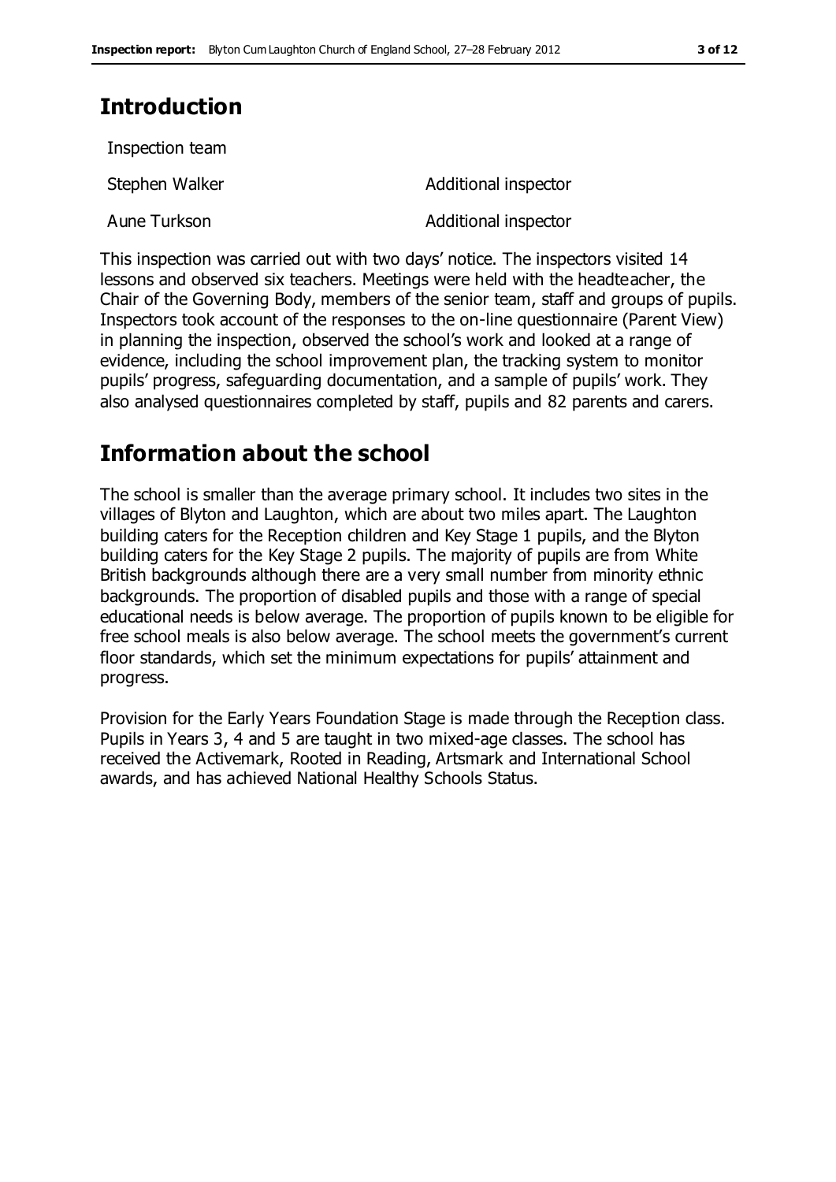## Introduction

Inspection team

| | |
|---|---|
| Stephen Walker | Additional inspector |
| Aune Turkson | Additional inspector |

This inspection was carried out with two days' notice. The inspectors visited 14 lessons and observed six teachers. Meetings were held with the headteacher, the Chair of the Governing Body, members of the senior team, staff and groups of pupils. Inspectors took account of the responses to the on-line questionnaire (Parent View) in planning the inspection, observed the school's work and looked at a range of evidence, including the school improvement plan, the tracking system to monitor pupils' progress, safeguarding documentation, and a sample of pupils' work. They also analysed questionnaires completed by staff, pupils and 82 parents and carers.

## Information about the school

The school is smaller than the average primary school. It includes two sites in the villages of Blyton and Laughton, which are about two miles apart. The Laughton building caters for the Reception children and Key Stage 1 pupils, and the Blyton building caters for the Key Stage 2 pupils. The majority of pupils are from White British backgrounds although there are a very small number from minority ethnic backgrounds. The proportion of disabled pupils and those with a range of special educational needs is below average. The proportion of pupils known to be eligible for free school meals is also below average. The school meets the government's current floor standards, which set the minimum expectations for pupils' attainment and progress.

Provision for the Early Years Foundation Stage is made through the Reception class. Pupils in Years 3, 4 and 5 are taught in two mixed-age classes. The school has received the Activemark, Rooted in Reading, Artsmark and International School awards, and has achieved National Healthy Schools Status.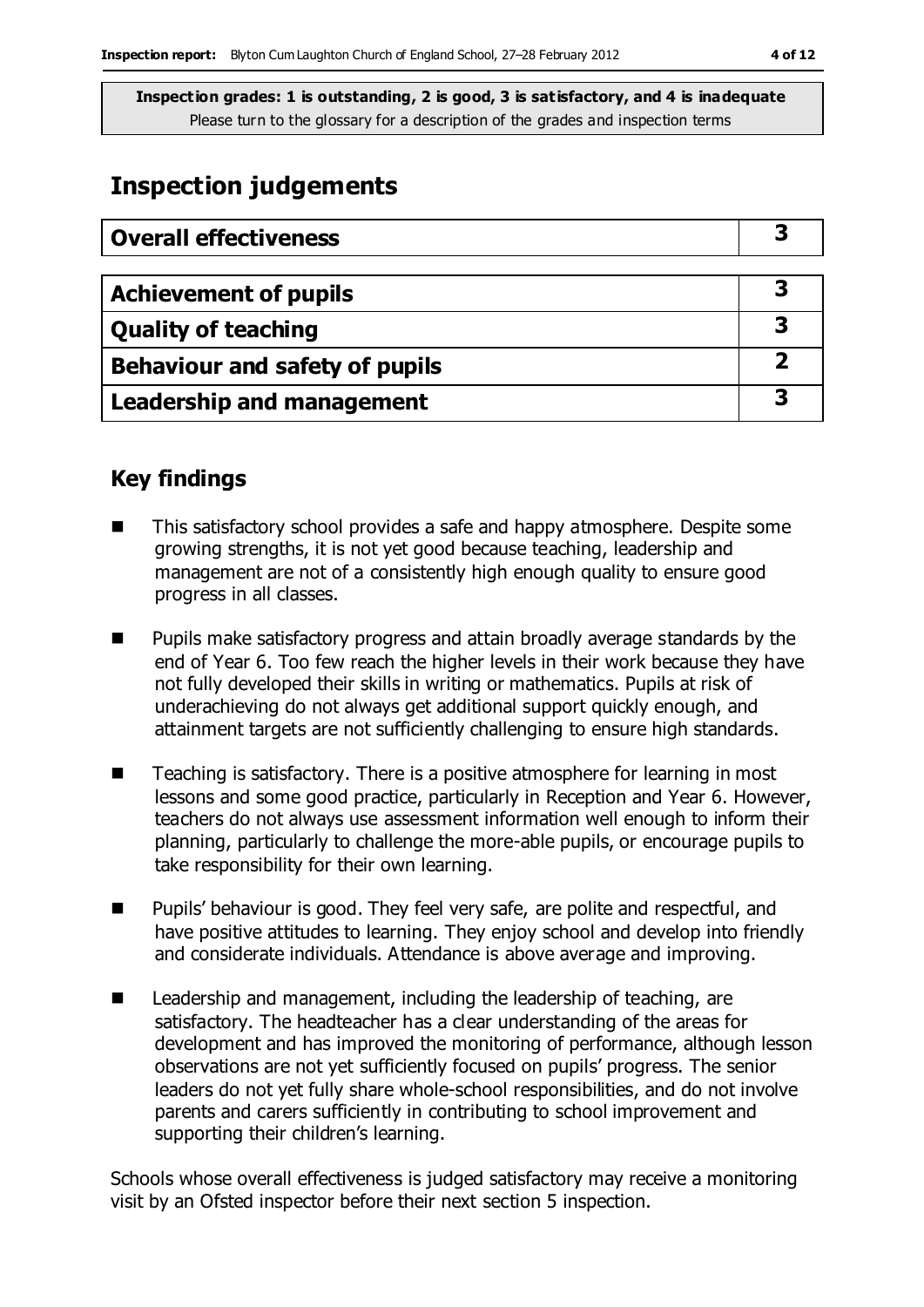**Inspection grades: 1 is outstanding, 2 is good, 3 is satisfactory, and 4 is inadequate**
Please turn to the glossary for a description of the grades and inspection terms

# Inspection judgements

| Overall effectiveness | 3 |
|---|---|

| Achievement of pupils | 3 |
|---|---|
| Quality of teaching | 3 |
| Behaviour and safety of pupils | 2 |
| Leadership and management | 3 |

## Key findings

- This satisfactory school provides a safe and happy atmosphere. Despite some growing strengths, it is not yet good because teaching, leadership and management are not of a consistently high enough quality to ensure good progress in all classes.
- Pupils make satisfactory progress and attain broadly average standards by the end of Year 6. Too few reach the higher levels in their work because they have not fully developed their skills in writing or mathematics. Pupils at risk of underachieving do not always get additional support quickly enough, and attainment targets are not sufficiently challenging to ensure high standards.
- Teaching is satisfactory. There is a positive atmosphere for learning in most lessons and some good practice, particularly in Reception and Year 6. However, teachers do not always use assessment information well enough to inform their planning, particularly to challenge the more-able pupils, or encourage pupils to take responsibility for their own learning.
- Pupils' behaviour is good. They feel very safe, are polite and respectful, and have positive attitudes to learning. They enjoy school and develop into friendly and considerate individuals. Attendance is above average and improving.
- Leadership and management, including the leadership of teaching, are satisfactory. The headteacher has a clear understanding of the areas for development and has improved the monitoring of performance, although lesson observations are not yet sufficiently focused on pupils' progress. The senior leaders do not yet fully share whole-school responsibilities, and do not involve parents and carers sufficiently in contributing to school improvement and supporting their children's learning.

Schools whose overall effectiveness is judged satisfactory may receive a monitoring visit by an Ofsted inspector before their next section 5 inspection.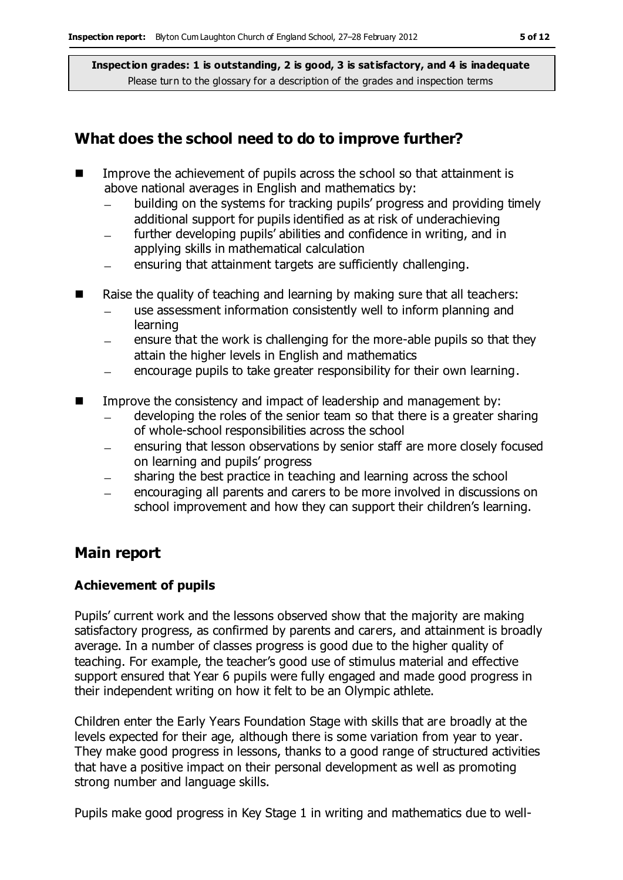**Inspection grades: 1 is outstanding, 2 is good, 3 is satisfactory, and 4 is inadequate**
Please turn to the glossary for a description of the grades and inspection terms

## What does the school need to do to improve further?

- Improve the achievement of pupils across the school so that attainment is above national averages in English and mathematics by:
  - building on the systems for tracking pupils' progress and providing timely additional support for pupils identified as at risk of underachieving
  - further developing pupils' abilities and confidence in writing, and in applying skills in mathematical calculation
  - ensuring that attainment targets are sufficiently challenging.
- Raise the quality of teaching and learning by making sure that all teachers:
  - use assessment information consistently well to inform planning and learning
  - ensure that the work is challenging for the more-able pupils so that they attain the higher levels in English and mathematics
  - encourage pupils to take greater responsibility for their own learning.
- Improve the consistency and impact of leadership and management by:
  - developing the roles of the senior team so that there is a greater sharing of whole-school responsibilities across the school
  - ensuring that lesson observations by senior staff are more closely focused on learning and pupils' progress
  - sharing the best practice in teaching and learning across the school
  - encouraging all parents and carers to be more involved in discussions on school improvement and how they can support their children's learning.

## Main report

### Achievement of pupils

Pupils' current work and the lessons observed show that the majority are making satisfactory progress, as confirmed by parents and carers, and attainment is broadly average. In a number of classes progress is good due to the higher quality of teaching. For example, the teacher's good use of stimulus material and effective support ensured that Year 6 pupils were fully engaged and made good progress in their independent writing on how it felt to be an Olympic athlete.

Children enter the Early Years Foundation Stage with skills that are broadly at the levels expected for their age, although there is some variation from year to year. They make good progress in lessons, thanks to a good range of structured activities that have a positive impact on their personal development as well as promoting strong number and language skills.

Pupils make good progress in Key Stage 1 in writing and mathematics due to well-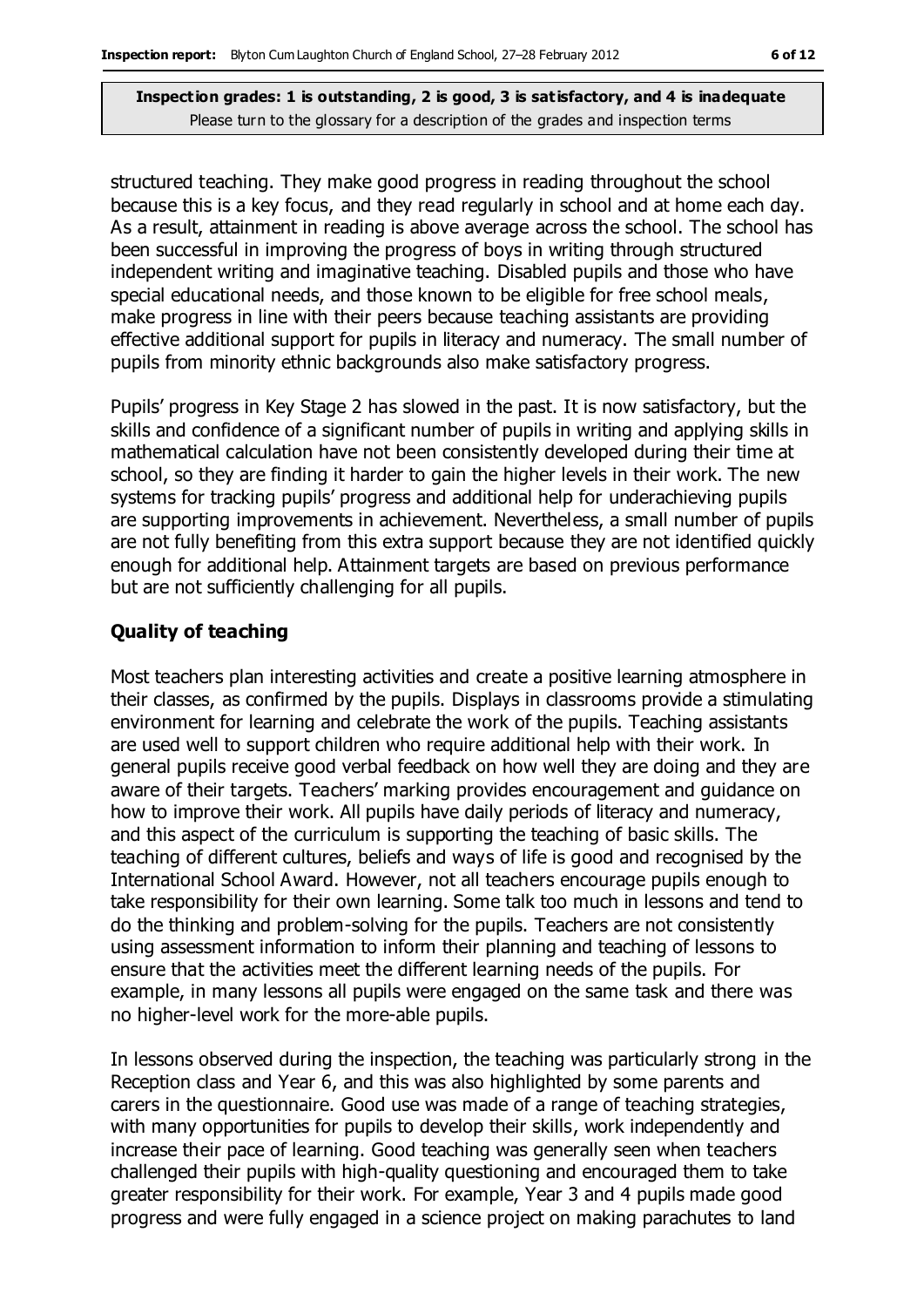structured teaching. They make good progress in reading throughout the school because this is a key focus, and they read regularly in school and at home each day. As a result, attainment in reading is above average across the school. The school has been successful in improving the progress of boys in writing through structured independent writing and imaginative teaching. Disabled pupils and those who have special educational needs, and those known to be eligible for free school meals, make progress in line with their peers because teaching assistants are providing effective additional support for pupils in literacy and numeracy. The small number of pupils from minority ethnic backgrounds also make satisfactory progress.

Pupils' progress in Key Stage 2 has slowed in the past. It is now satisfactory, but the skills and confidence of a significant number of pupils in writing and applying skills in mathematical calculation have not been consistently developed during their time at school, so they are finding it harder to gain the higher levels in their work. The new systems for tracking pupils' progress and additional help for underachieving pupils are supporting improvements in achievement. Nevertheless, a small number of pupils are not fully benefiting from this extra support because they are not identified quickly enough for additional help. Attainment targets are based on previous performance but are not sufficiently challenging for all pupils.

**Quality of teaching**

Most teachers plan interesting activities and create a positive learning atmosphere in their classes, as confirmed by the pupils. Displays in classrooms provide a stimulating environment for learning and celebrate the work of the pupils. Teaching assistants are used well to support children who require additional help with their work. In general pupils receive good verbal feedback on how well they are doing and they are aware of their targets. Teachers' marking provides encouragement and guidance on how to improve their work. All pupils have daily periods of literacy and numeracy, and this aspect of the curriculum is supporting the teaching of basic skills. The teaching of different cultures, beliefs and ways of life is good and recognised by the International School Award. However, not all teachers encourage pupils enough to take responsibility for their own learning. Some talk too much in lessons and tend to do the thinking and problem-solving for the pupils. Teachers are not consistently using assessment information to inform their planning and teaching of lessons to ensure that the activities meet the different learning needs of the pupils. For example, in many lessons all pupils were engaged on the same task and there was no higher-level work for the more-able pupils.

In lessons observed during the inspection, the teaching was particularly strong in the Reception class and Year 6, and this was also highlighted by some parents and carers in the questionnaire. Good use was made of a range of teaching strategies, with many opportunities for pupils to develop their skills, work independently and increase their pace of learning. Good teaching was generally seen when teachers challenged their pupils with high-quality questioning and encouraged them to take greater responsibility for their work. For example, Year 3 and 4 pupils made good progress and were fully engaged in a science project on making parachutes to land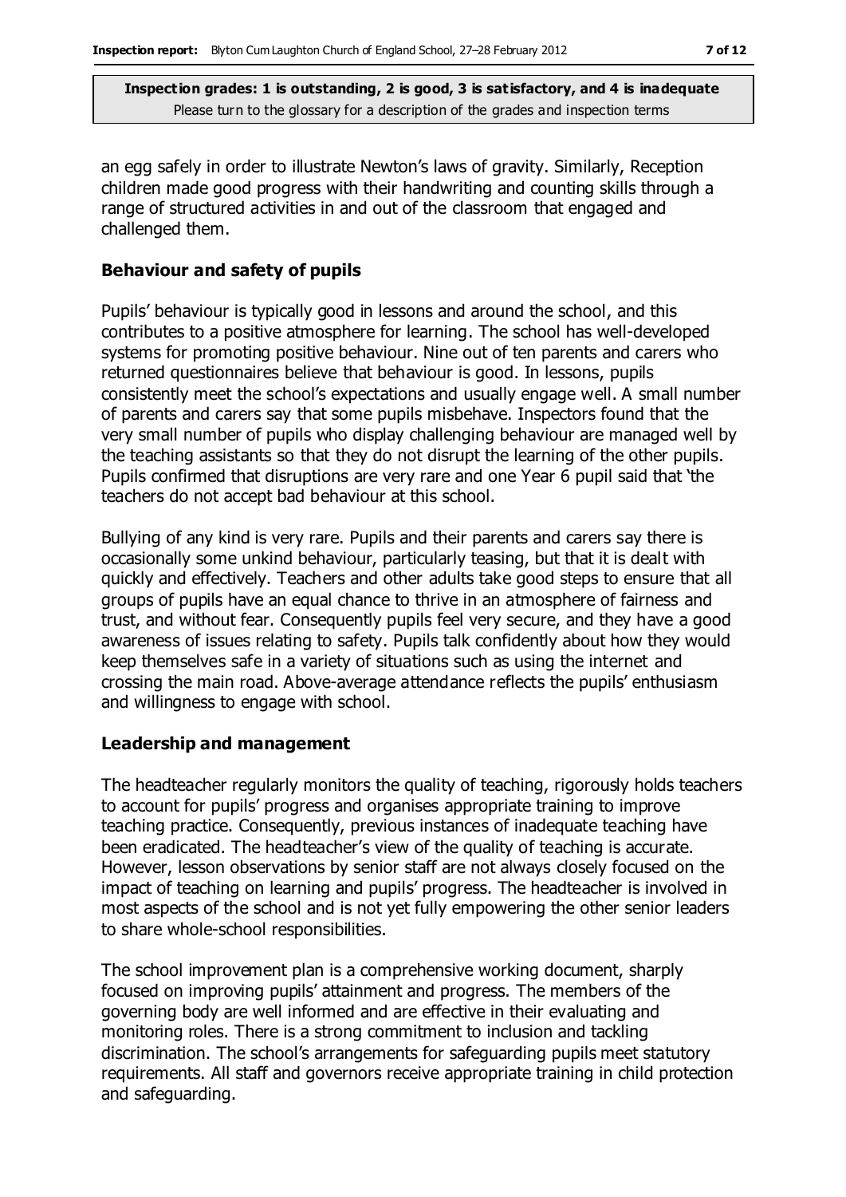**Inspection grades: 1 is outstanding, 2 is good, 3 is satisfactory, and 4 is inadequate**
Please turn to the glossary for a description of the grades and inspection terms

an egg safely in order to illustrate Newton's laws of gravity. Similarly, Reception children made good progress with their handwriting and counting skills through a range of structured activities in and out of the classroom that engaged and challenged them.

### Behaviour and safety of pupils

Pupils' behaviour is typically good in lessons and around the school, and this contributes to a positive atmosphere for learning. The school has well-developed systems for promoting positive behaviour. Nine out of ten parents and carers who returned questionnaires believe that behaviour is good. In lessons, pupils consistently meet the school's expectations and usually engage well. A small number of parents and carers say that some pupils misbehave. Inspectors found that the very small number of pupils who display challenging behaviour are managed well by the teaching assistants so that they do not disrupt the learning of the other pupils. Pupils confirmed that disruptions are very rare and one Year 6 pupil said that 'the teachers do not accept bad behaviour at this school.

Bullying of any kind is very rare. Pupils and their parents and carers say there is occasionally some unkind behaviour, particularly teasing, but that it is dealt with quickly and effectively. Teachers and other adults take good steps to ensure that all groups of pupils have an equal chance to thrive in an atmosphere of fairness and trust, and without fear. Consequently pupils feel very secure, and they have a good awareness of issues relating to safety. Pupils talk confidently about how they would keep themselves safe in a variety of situations such as using the internet and crossing the main road. Above-average attendance reflects the pupils' enthusiasm and willingness to engage with school.

### Leadership and management

The headteacher regularly monitors the quality of teaching, rigorously holds teachers to account for pupils' progress and organises appropriate training to improve teaching practice. Consequently, previous instances of inadequate teaching have been eradicated. The headteacher's view of the quality of teaching is accurate. However, lesson observations by senior staff are not always closely focused on the impact of teaching on learning and pupils' progress. The headteacher is involved in most aspects of the school and is not yet fully empowering the other senior leaders to share whole-school responsibilities.

The school improvement plan is a comprehensive working document, sharply focused on improving pupils' attainment and progress. The members of the governing body are well informed and are effective in their evaluating and monitoring roles. There is a strong commitment to inclusion and tackling discrimination. The school's arrangements for safeguarding pupils meet statutory requirements. All staff and governors receive appropriate training in child protection and safeguarding.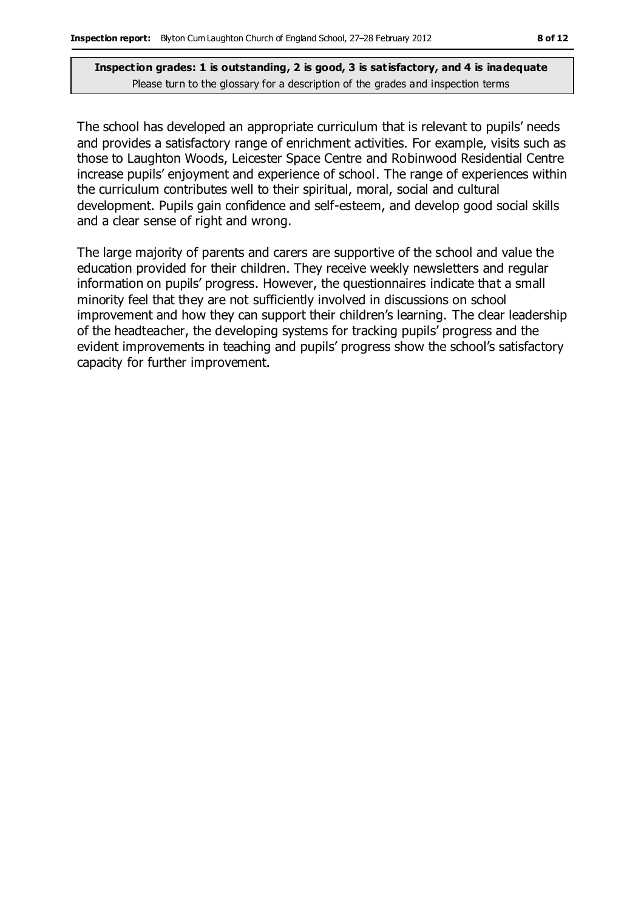The school has developed an appropriate curriculum that is relevant to pupils' needs and provides a satisfactory range of enrichment activities. For example, visits such as those to Laughton Woods, Leicester Space Centre and Robinwood Residential Centre increase pupils' enjoyment and experience of school. The range of experiences within the curriculum contributes well to their spiritual, moral, social and cultural development. Pupils gain confidence and self-esteem, and develop good social skills and a clear sense of right and wrong.

The large majority of parents and carers are supportive of the school and value the education provided for their children. They receive weekly newsletters and regular information on pupils' progress. However, the questionnaires indicate that a small minority feel that they are not sufficiently involved in discussions on school improvement and how they can support their children's learning. The clear leadership of the headteacher, the developing systems for tracking pupils' progress and the evident improvements in teaching and pupils' progress show the school's satisfactory capacity for further improvement.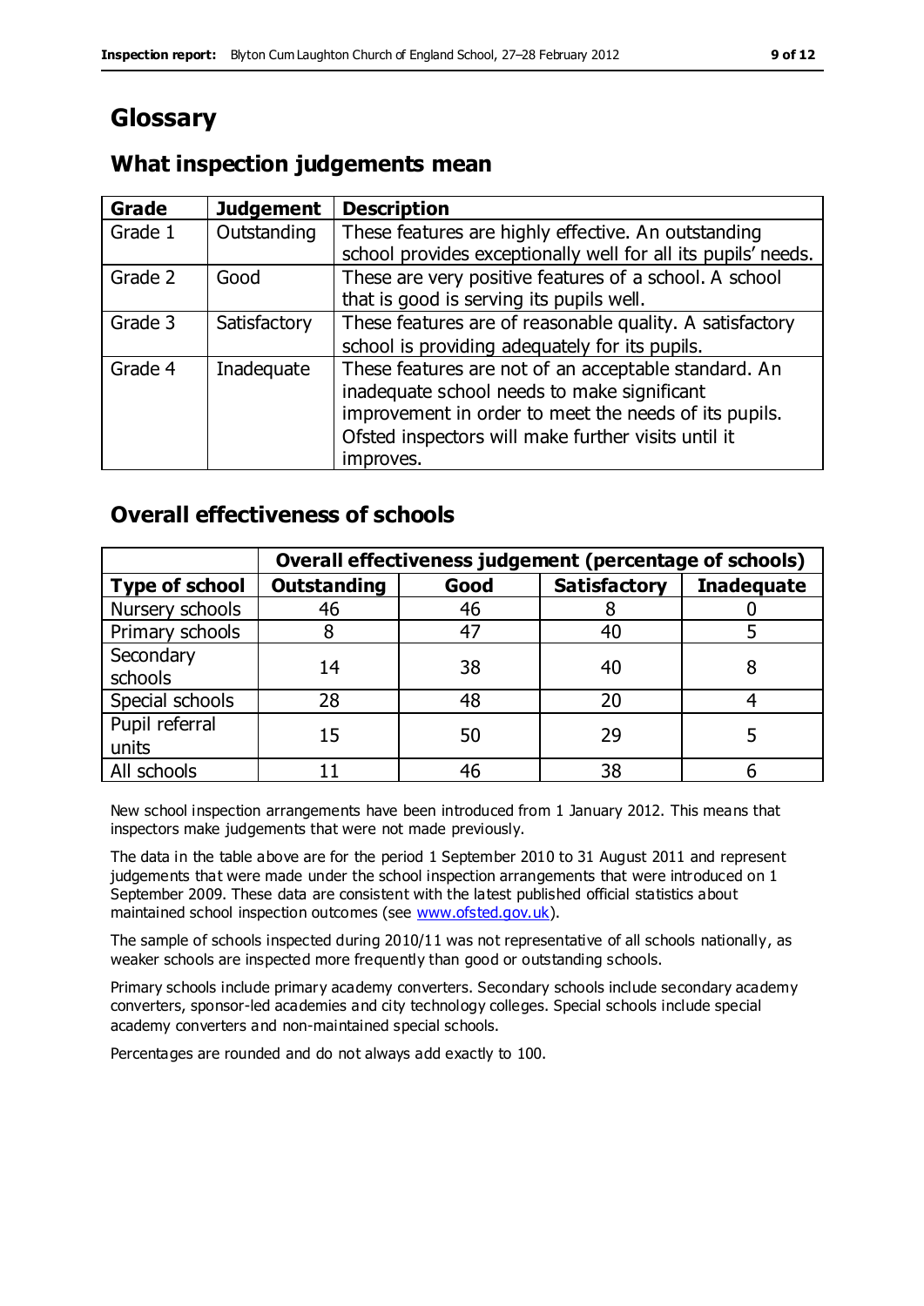# Glossary

## What inspection judgements mean

| Grade | Judgement | Description |
| --- | --- | --- |
| Grade 1 | Outstanding | These features are highly effective. An outstanding school provides exceptionally well for all its pupils' needs. |
| Grade 2 | Good | These are very positive features of a school. A school that is good is serving its pupils well. |
| Grade 3 | Satisfactory | These features are of reasonable quality. A satisfactory school is providing adequately for its pupils. |
| Grade 4 | Inadequate | These features are not of an acceptable standard. An inadequate school needs to make significant improvement in order to meet the needs of its pupils. Ofsted inspectors will make further visits until it improves. |

## Overall effectiveness of schools

| | Overall effectiveness judgement (percentage of schools) | | | |
| --- | --- | --- | --- | --- |
| **Type of school** | **Outstanding** | **Good** | **Satisfactory** | **Inadequate** |
| Nursery schools | 46 | 46 | 8 | 0 |
| Primary schools | 8 | 47 | 40 | 5 |
| Secondary schools | 14 | 38 | 40 | 8 |
| Special schools | 28 | 48 | 20 | 4 |
| Pupil referral units | 15 | 50 | 29 | 5 |
| All schools | 11 | 46 | 38 | 6 |

New school inspection arrangements have been introduced from 1 January 2012. This means that inspectors make judgements that were not made previously.

The data in the table above are for the period 1 September 2010 to 31 August 2011 and represent judgements that were made under the school inspection arrangements that were introduced on 1 September 2009. These data are consistent with the latest published official statistics about maintained school inspection outcomes (see www.ofsted.gov.uk).

The sample of schools inspected during 2010/11 was not representative of all schools nationally, as weaker schools are inspected more frequently than good or outstanding schools.

Primary schools include primary academy converters. Secondary schools include secondary academy converters, sponsor-led academies and city technology colleges. Special schools include special academy converters and non-maintained special schools.

Percentages are rounded and do not always add exactly to 100.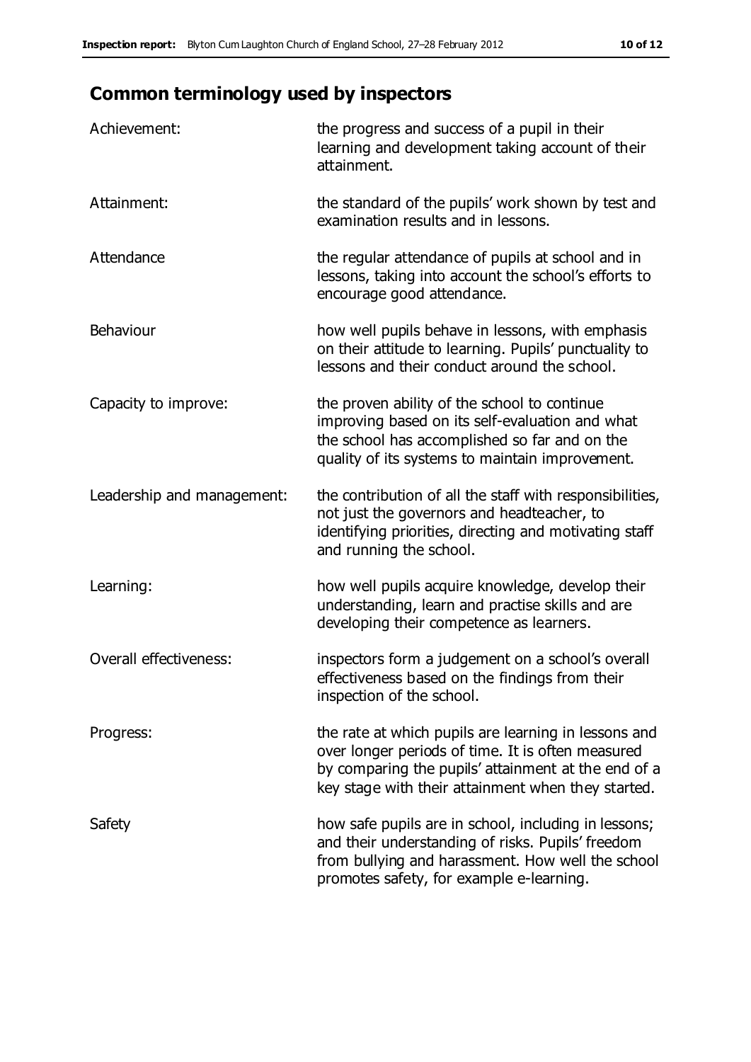## Common terminology used by inspectors

| | |
|---|---|
| Achievement: | the progress and success of a pupil in their learning and development taking account of their attainment. |
| Attainment: | the standard of the pupils' work shown by test and examination results and in lessons. |
| Attendance | the regular attendance of pupils at school and in lessons, taking into account the school's efforts to encourage good attendance. |
| Behaviour | how well pupils behave in lessons, with emphasis on their attitude to learning. Pupils' punctuality to lessons and their conduct around the school. |
| Capacity to improve: | the proven ability of the school to continue improving based on its self-evaluation and what the school has accomplished so far and on the quality of its systems to maintain improvement. |
| Leadership and management: | the contribution of all the staff with responsibilities, not just the governors and headteacher, to identifying priorities, directing and motivating staff and running the school. |
| Learning: | how well pupils acquire knowledge, develop their understanding, learn and practise skills and are developing their competence as learners. |
| Overall effectiveness: | inspectors form a judgement on a school's overall effectiveness based on the findings from their inspection of the school. |
| Progress: | the rate at which pupils are learning in lessons and over longer periods of time. It is often measured by comparing the pupils' attainment at the end of a key stage with their attainment when they started. |
| Safety | how safe pupils are in school, including in lessons; and their understanding of risks. Pupils' freedom from bullying and harassment. How well the school promotes safety, for example e-learning. |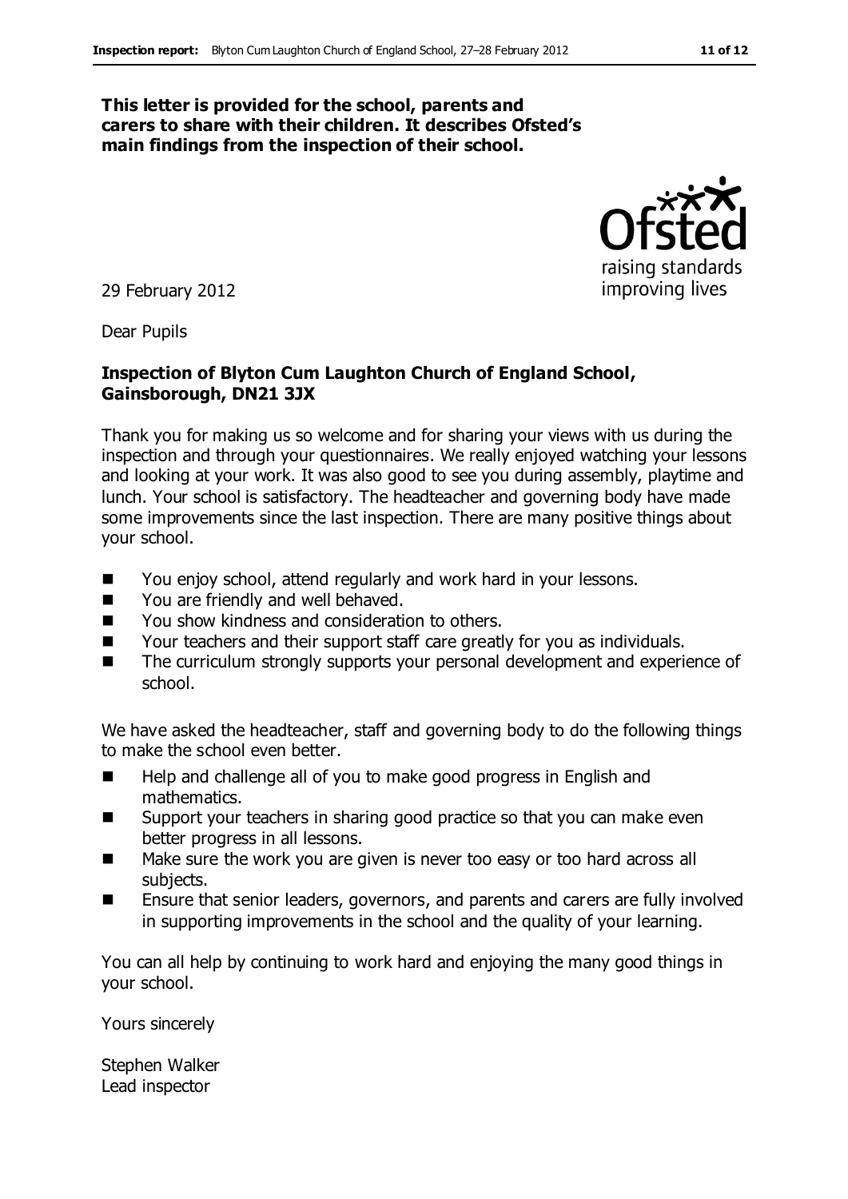**This letter is provided for the school, parents and carers to share with their children. It describes Ofsted's main findings from the inspection of their school.**

29 February 2012

Dear Pupils

**Inspection of Blyton Cum Laughton Church of England School, Gainsborough, DN21 3JX**

Thank you for making us so welcome and for sharing your views with us during the inspection and through your questionnaires. We really enjoyed watching your lessons and looking at your work. It was also good to see you during assembly, playtime and lunch. Your school is satisfactory. The headteacher and governing body have made some improvements since the last inspection. There are many positive things about your school.

- You enjoy school, attend regularly and work hard in your lessons.
- You are friendly and well behaved.
- You show kindness and consideration to others.
- Your teachers and their support staff care greatly for you as individuals.
- The curriculum strongly supports your personal development and experience of school.

We have asked the headteacher, staff and governing body to do the following things to make the school even better.

- Help and challenge all of you to make good progress in English and mathematics.
- Support your teachers in sharing good practice so that you can make even better progress in all lessons.
- Make sure the work you are given is never too easy or too hard across all subjects.
- Ensure that senior leaders, governors, and parents and carers are fully involved in supporting improvements in the school and the quality of your learning.

You can all help by continuing to work hard and enjoying the many good things in your school.

Yours sincerely

Stephen Walker
Lead inspector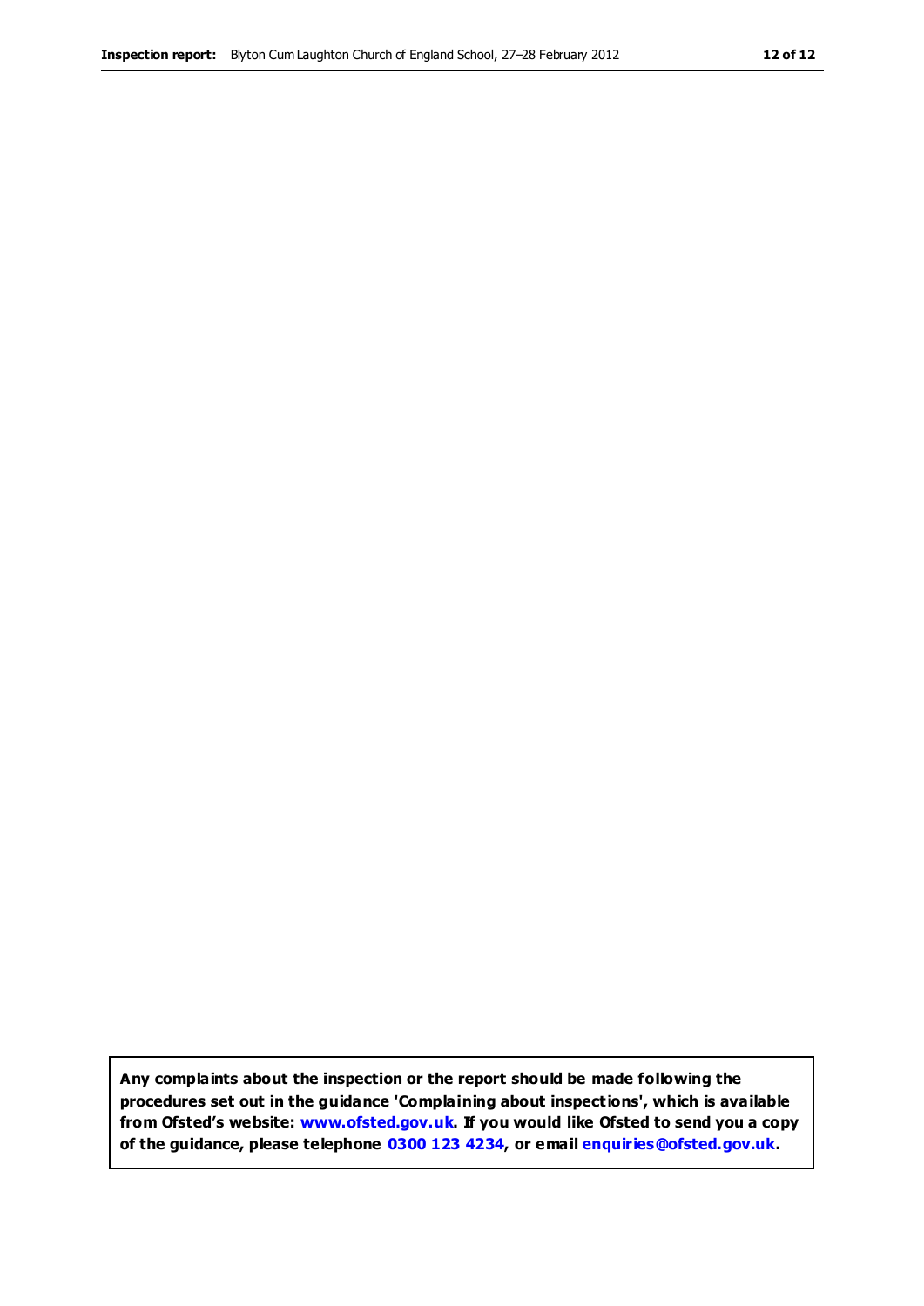**Any complaints about the inspection or the report should be made following the procedures set out in the guidance 'Complaining about inspections', which is available from Ofsted's website: www.ofsted.gov.uk. If you would like Ofsted to send you a copy of the guidance, please telephone 0300 123 4234, or email enquiries@ofsted.gov.uk.**